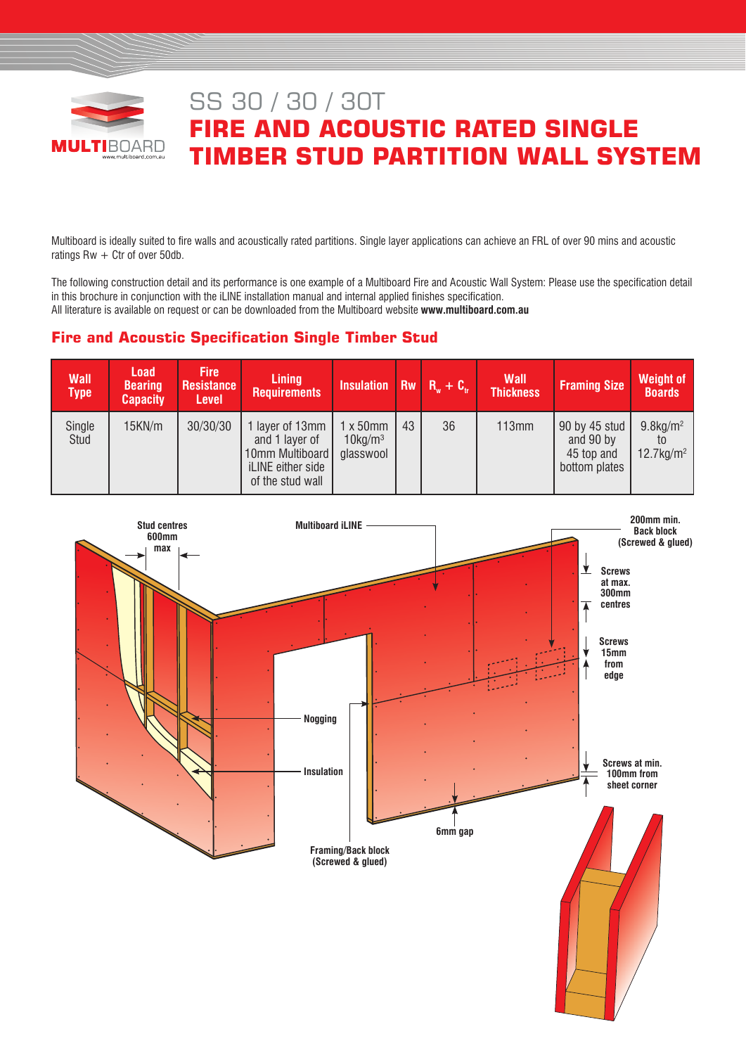MULTIBOARD
www.multiboard.com.au

# SS 30 / 30 / 30T
# FIRE AND ACOUSTIC RATED SINGLE TIMBER STUD PARTITION WALL SYSTEM

Multiboard is ideally suited to fire walls and acoustically rated partitions. Single layer applications can achieve an FRL of over 90 mins and acoustic ratings Rw + Ctr of over 50db.

The following construction detail and its performance is one example of a Multiboard Fire and Acoustic Wall System: Please use the specification detail in this brochure in conjunction with the iLINE installation manual and internal applied finishes specification.
All literature is available on request or can be downloaded from the Multiboard website **www.multiboard.com.au**

## Fire and Acoustic Specification Single Timber Stud

| Wall Type | Load Bearing Capacity | Fire Resistance Level | Lining Requirements | Insulation | Rw | $R_w + C_{tr}$ | Wall Thickness | Framing Size | Weight of Boards |
|---|---|---|---|---|---|---|---|---|---|
| Single Stud | 15KN/m | 30/30/30 | 1 layer of 13mm and 1 layer of 10mm Multiboard iLINE either side of the stud wall | 1 x 50mm $10kg/m^3$ glasswool | 43 | 36 | 113mm | 90 by 45 stud and 90 by 45 top and bottom plates | $9.8kg/m^2$ to $12.7kg/m^2$ |

Stud centres 600mm max

Multiboard iLINE

200mm min. Back block (Screwed & glued)

Screws at max. 300mm centres

Screws 15mm from edge

Nogging

Insulation

Screws at min. 100mm from sheet corner

6mm gap

Framing/Back block (Screwed & glued)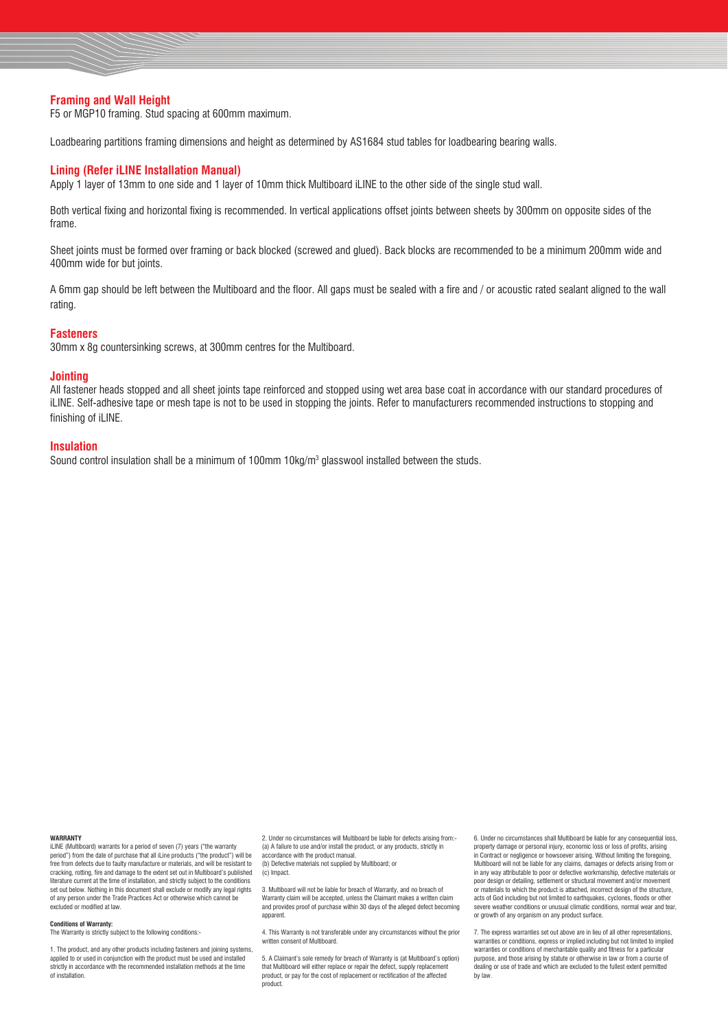## Framing and Wall Height

F5 or MGP10 framing. Stud spacing at 600mm maximum.

Loadbearing partitions framing dimensions and height as determined by AS1684 stud tables for loadbearing bearing walls.

## Lining (Refer iLINE Installation Manual)

Apply 1 layer of 13mm to one side and 1 layer of 10mm thick Multiboard iLINE to the other side of the single stud wall.

Both vertical fixing and horizontal fixing is recommended. In vertical applications offset joints between sheets by 300mm on opposite sides of the frame.

Sheet joints must be formed over framing or back blocked (screwed and glued). Back blocks are recommended to be a minimum 200mm wide and 400mm wide for but joints.

A 6mm gap should be left between the Multiboard and the floor. All gaps must be sealed with a fire and / or acoustic rated sealant aligned to the wall rating.

## Fasteners

30mm x 8g countersinking screws, at 300mm centres for the Multiboard.

## Jointing

All fastener heads stopped and all sheet joints tape reinforced and stopped using wet area base coat in accordance with our standard procedures of iLINE. Self-adhesive tape or mesh tape is not to be used in stopping the joints. Refer to manufacturers recommended instructions to stopping and finishing of iLINE.

## Insulation

Sound control insulation shall be a minimum of 100mm 10kg/m$^3$ glasswool installed between the studs.

**WARRANTY**

iLINE (Multiboard) warrants for a period of seven (7) years ("the warranty period") from the date of purchase that all iLine products ("the product") will be free from defects due to faulty manufacture or materials, and will be resistant to cracking, rotting, fire and damage to the extent set out in Multiboard's published literature current at the time of installation, and strictly subject to the conditions set out below. Nothing in this document shall exclude or modify any legal rights of any person under the Trade Practices Act or otherwise which cannot be excluded or modified at law.

**Conditions of Warranty:**

The Warranty is strictly subject to the following conditions:-

1. The product, and any other products including fasteners and joining systems, applied to or used in conjunction with the product must be used and installed strictly in accordance with the recommended installation methods at the time of installation.

2. Under no circumstances will Multiboard be liable for defects arising from:-
(a) A failure to use and/or install the product, or any products, strictly in accordance with the product manual.
(b) Defective materials not supplied by Multiboard; or
(c) Impact.

3. Multiboard will not be liable for breach of Warranty, and no breach of Warranty claim will be accepted, unless the Claimant makes a written claim and provides proof of purchase within 30 days of the alleged defect becoming apparent.

4. This Warranty is not transferable under any circumstances without the prior written consent of Multiboard.

5. A Claimant's sole remedy for breach of Warranty is (at Multiboard's option) that Multiboard will either replace or repair the defect, supply replacement product, or pay for the cost of replacement or rectification of the affected product.

6. Under no circumstances shall Multiboard be liable for any consequential loss, property damage or personal injury, economic loss or loss of profits, arising in Contract or negligence or howsoever arising. Without limiting the foregoing, Multiboard will not be liable for any claims, damages or defects arising from or in any way attributable to poor or defective workmanship, defective materials or poor design or detailing, settlement or structural movement and/or movement or materials to which the product is attached, incorrect design of the structure, acts of God including but not limited to earthquakes, cyclones, floods or other severe weather conditions or unusual climatic conditions, normal wear and tear, or growth of any organism on any product surface.

7. The express warranties set out above are in lieu of all other representations, warranties or conditions, express or implied including but not limited to implied warranties or conditions of merchantable quality and fitness for a particular purpose, and those arising by statute or otherwise in law or from a course of dealing or use of trade and which are excluded to the fullest extent permitted by law.